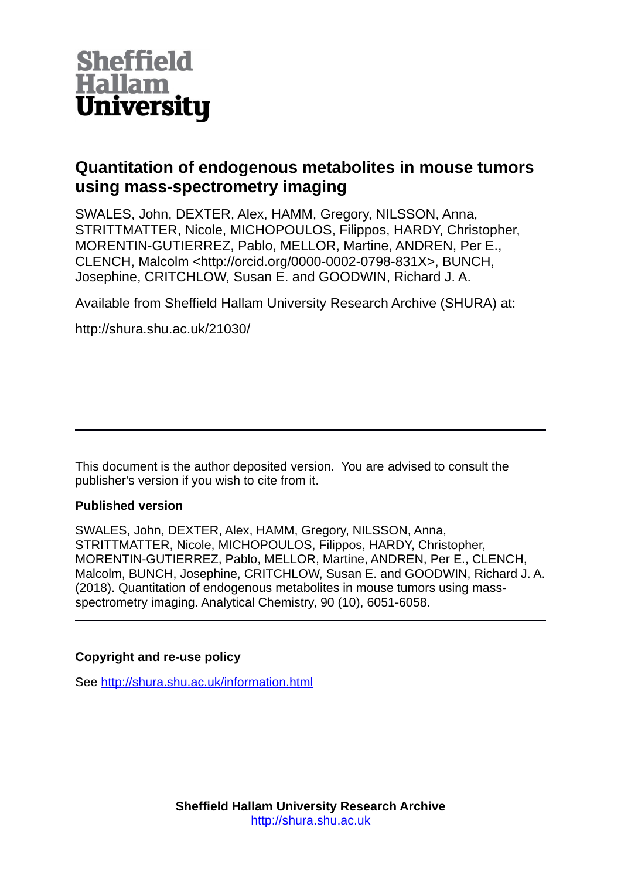Sheffield Hallam University

# Quantitation of endogenous metabolites in mouse tumors using mass-spectrometry imaging

SWALES, John, DEXTER, Alex, HAMM, Gregory, NILSSON, Anna, STRITTMATTER, Nicole, MICHOPOULOS, Filippos, HARDY, Christopher, MORENTIN-GUTIERREZ, Pablo, MELLOR, Martine, ANDREN, Per E., CLENCH, Malcolm <http://orcid.org/0000-0002-0798-831X>, BUNCH, Josephine, CRITCHLOW, Susan E. and GOODWIN, Richard J. A.

Available from Sheffield Hallam University Research Archive (SHURA) at:

http://shura.shu.ac.uk/21030/

---

This document is the author deposited version. You are advised to consult the publisher's version if you wish to cite from it.

**Published version**

SWALES, John, DEXTER, Alex, HAMM, Gregory, NILSSON, Anna, STRITTMATTER, Nicole, MICHOPOULOS, Filippos, HARDY, Christopher, MORENTIN-GUTIERREZ, Pablo, MELLOR, Martine, ANDREN, Per E., CLENCH, Malcolm, BUNCH, Josephine, CRITCHLOW, Susan E. and GOODWIN, Richard J. A. (2018). Quantitation of endogenous metabolites in mouse tumors using mass-spectrometry imaging. Analytical Chemistry, 90 (10), 6051-6058.

---

**Copyright and re-use policy**

See http://shura.shu.ac.uk/information.html

**Sheffield Hallam University Research Archive**
http://shura.shu.ac.uk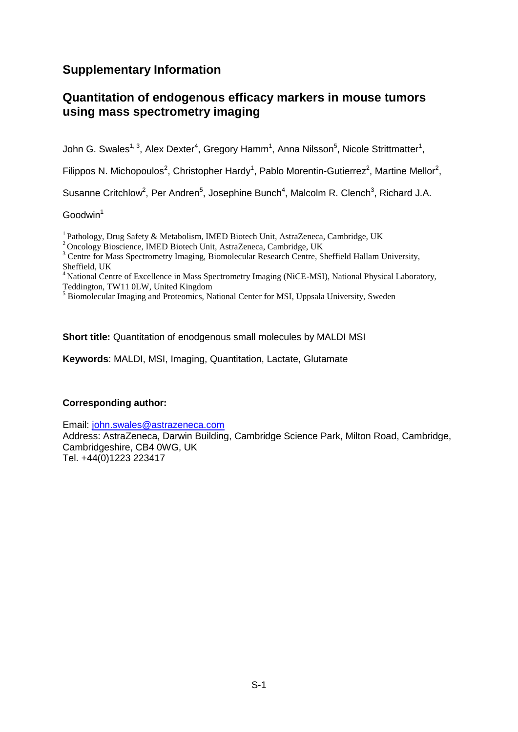## Supplementary Information

## Quantitation of endogenous efficacy markers in mouse tumors using mass spectrometry imaging

John G. Swales[1, 3], Alex Dexter[4], Gregory Hamm[1], Anna Nilsson[5], Nicole Strittmatter[1], Filippos N. Michopoulos[2], Christopher Hardy[1], Pablo Morentin-Gutierrez[2], Martine Mellor[2], Susanne Critchlow[2], Per Andren[5], Josephine Bunch[4], Malcolm R. Clench[3], Richard J.A. Goodwin[1]

[1] Pathology, Drug Safety & Metabolism, IMED Biotech Unit, AstraZeneca, Cambridge, UK
[2] Oncology Bioscience, IMED Biotech Unit, AstraZeneca, Cambridge, UK
[3] Centre for Mass Spectrometry Imaging, Biomolecular Research Centre, Sheffield Hallam University, Sheffield, UK
[4] National Centre of Excellence in Mass Spectrometry Imaging (NiCE-MSI), National Physical Laboratory, Teddington, TW11 0LW, United Kingdom
[5] Biomolecular Imaging and Proteomics, National Center for MSI, Uppsala University, Sweden

**Short title:** Quantitation of enodgenous small molecules by MALDI MSI

**Keywords**: MALDI, MSI, Imaging, Quantitation, Lactate, Glutamate

**Corresponding author:**

Email: john.swales@astrazeneca.com
Address: AstraZeneca, Darwin Building, Cambridge Science Park, Milton Road, Cambridge, Cambridgeshire, CB4 0WG, UK
Tel. +44(0)1223 223417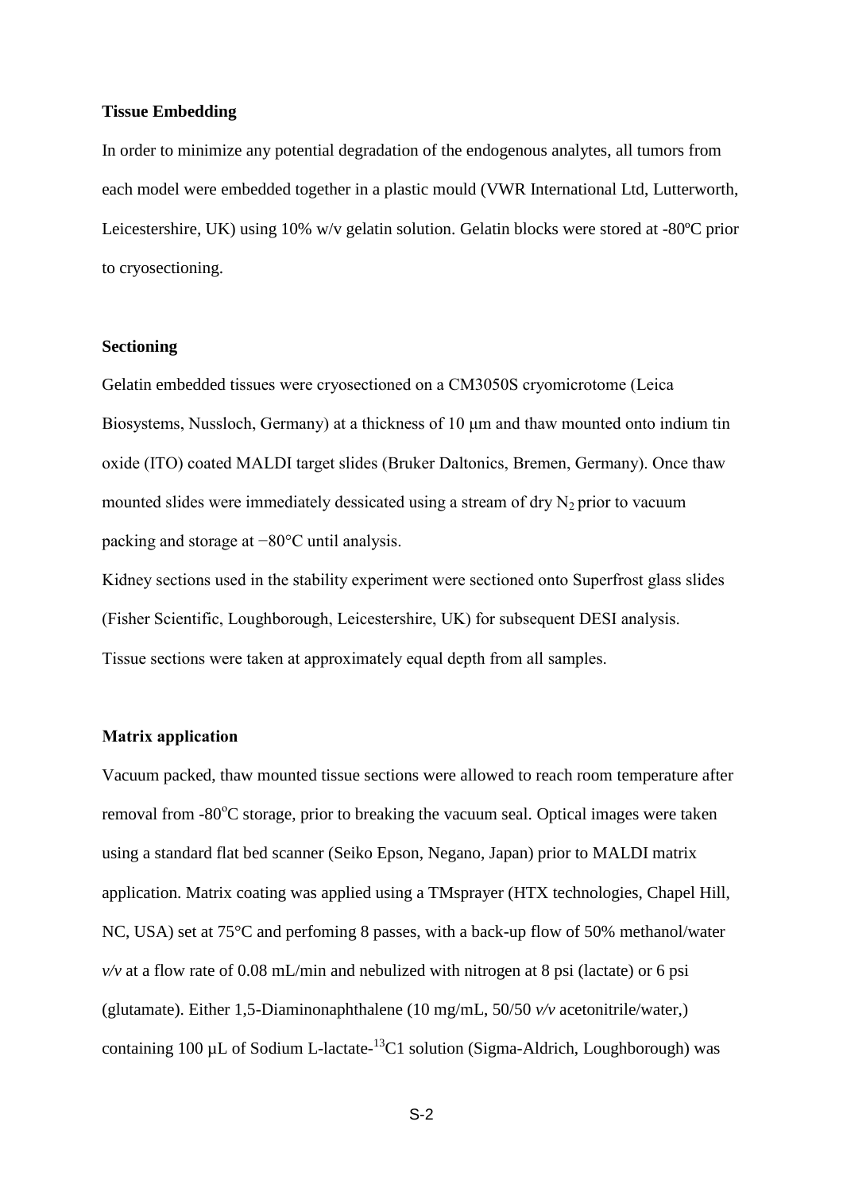**Tissue Embedding**

In order to minimize any potential degradation of the endogenous analytes, all tumors from each model were embedded together in a plastic mould (VWR International Ltd, Lutterworth, Leicestershire, UK) using 10% w/v gelatin solution. Gelatin blocks were stored at -80ºC prior to cryosectioning.

**Sectioning**

Gelatin embedded tissues were cryosectioned on a CM3050S cryomicrotome (Leica Biosystems, Nussloch, Germany) at a thickness of 10 μm and thaw mounted onto indium tin oxide (ITO) coated MALDI target slides (Bruker Daltonics, Bremen, Germany). Once thaw mounted slides were immediately dessicated using a stream of dry $N_2$ prior to vacuum packing and storage at −80°C until analysis.

Kidney sections used in the stability experiment were sectioned onto Superfrost glass slides (Fisher Scientific, Loughborough, Leicestershire, UK) for subsequent DESI analysis.

Tissue sections were taken at approximately equal depth from all samples.

**Matrix application**

Vacuum packed, thaw mounted tissue sections were allowed to reach room temperature after removal from -80$^{o}$C storage, prior to breaking the vacuum seal. Optical images were taken using a standard flat bed scanner (Seiko Epson, Negano, Japan) prior to MALDI matrix application. Matrix coating was applied using a TMsprayer (HTX technologies, Chapel Hill, NC, USA) set at 75°C and perfoming 8 passes, with a back-up flow of 50% methanol/water *v/v* at a flow rate of 0.08 mL/min and nebulized with nitrogen at 8 psi (lactate) or 6 psi (glutamate). Either 1,5-Diaminonaphthalene (10 mg/mL, 50/50 *v/v* acetonitrile/water,) containing 100 µL of Sodium L-lactate-$^{13}$C1 solution (Sigma-Aldrich, Loughborough) was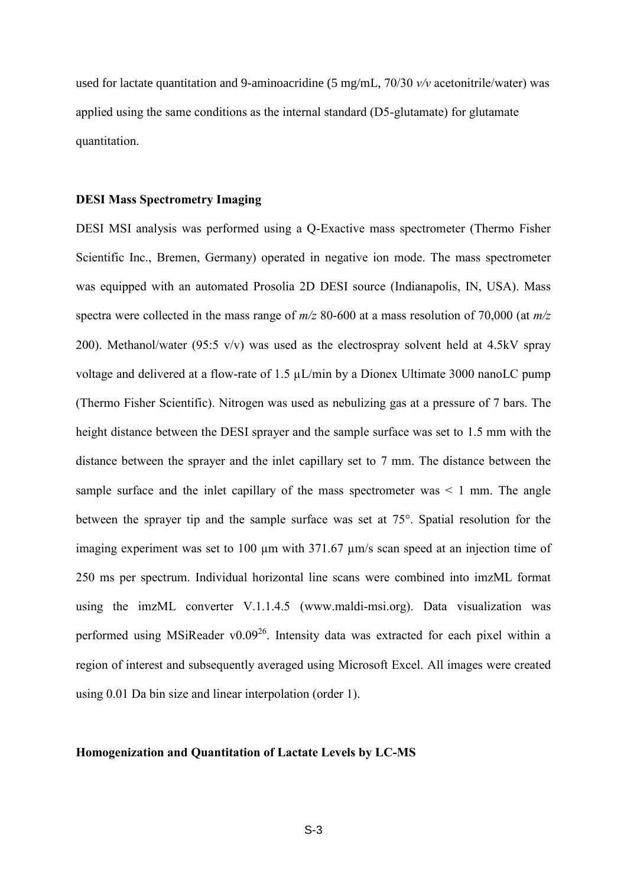used for lactate quantitation and 9-aminoacridine (5 mg/mL, 70/30 *v/v* acetonitrile/water) was applied using the same conditions as the internal standard (D5-glutamate) for glutamate quantitation.

**DESI Mass Spectrometry Imaging**

DESI MSI analysis was performed using a Q-Exactive mass spectrometer (Thermo Fisher Scientific Inc., Bremen, Germany) operated in negative ion mode. The mass spectrometer was equipped with an automated Prosolia 2D DESI source (Indianapolis, IN, USA). Mass spectra were collected in the mass range of *m/z* 80-600 at a mass resolution of 70,000 (at *m/z* 200). Methanol/water (95:5 v/v) was used as the electrospray solvent held at 4.5kV spray voltage and delivered at a flow-rate of 1.5 µL/min by a Dionex Ultimate 3000 nanoLC pump (Thermo Fisher Scientific). Nitrogen was used as nebulizing gas at a pressure of 7 bars. The height distance between the DESI sprayer and the sample surface was set to 1.5 mm with the distance between the sprayer and the inlet capillary set to 7 mm. The distance between the sample surface and the inlet capillary of the mass spectrometer was < 1 mm. The angle between the sprayer tip and the sample surface was set at 75°. Spatial resolution for the imaging experiment was set to 100 µm with 371.67 µm/s scan speed at an injection time of 250 ms per spectrum. Individual horizontal line scans were combined into imzML format using the imzML converter V.1.1.4.5 (www.maldi-msi.org). Data visualization was performed using MSiReader v0.09[26]. Intensity data was extracted for each pixel within a region of interest and subsequently averaged using Microsoft Excel. All images were created using 0.01 Da bin size and linear interpolation (order 1).

**Homogenization and Quantitation of Lactate Levels by LC-MS**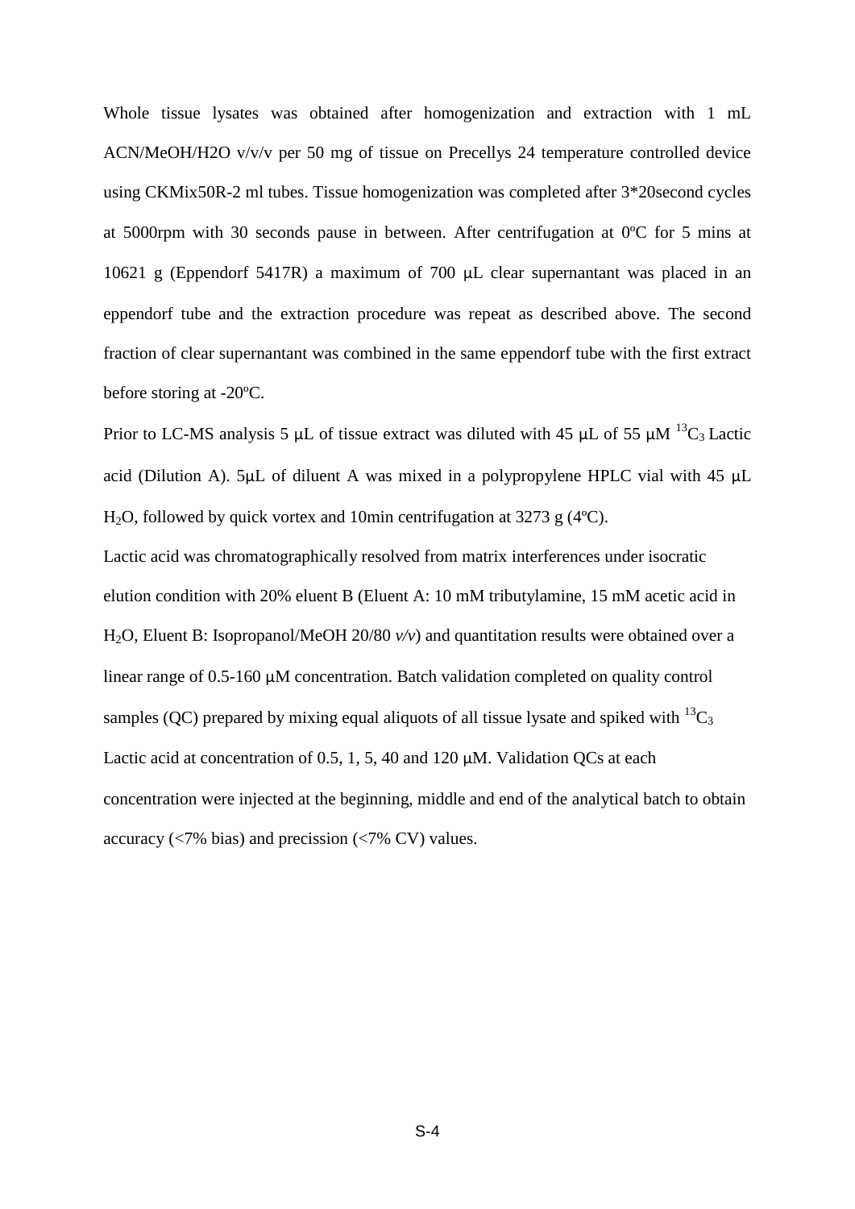Whole tissue lysates was obtained after homogenization and extraction with 1 mL ACN/MeOH/H2O v/v/v per 50 mg of tissue on Precellys 24 temperature controlled device using CKMix50R-2 ml tubes. Tissue homogenization was completed after 3*20second cycles at 5000rpm with 30 seconds pause in between. After centrifugation at 0ºC for 5 mins at 10621 g (Eppendorf 5417R) a maximum of 700 µL clear supernantant was placed in an eppendorf tube and the extraction procedure was repeat as described above. The second fraction of clear supernantant was combined in the same eppendorf tube with the first extract before storing at -20ºC.

Prior to LC-MS analysis 5 µL of tissue extract was diluted with 45 µL of 55 µM $^{13}C_3$ Lactic acid (Dilution A). 5µL of diluent A was mixed in a polypropylene HPLC vial with 45 µL $H_2O$, followed by quick vortex and 10min centrifugation at 3273 g (4ºC).

Lactic acid was chromatographically resolved from matrix interferences under isocratic elution condition with 20% eluent B (Eluent A: 10 mM tributylamine, 15 mM acetic acid in $H_2O$, Eluent B: Isopropanol/MeOH 20/80 *v/v*) and quantitation results were obtained over a linear range of 0.5-160 µM concentration. Batch validation completed on quality control samples (QC) prepared by mixing equal aliquots of all tissue lysate and spiked with $^{13}C_3$ Lactic acid at concentration of 0.5, 1, 5, 40 and 120 µM. Validation QCs at each concentration were injected at the beginning, middle and end of the analytical batch to obtain accuracy (<7% bias) and precission (<7% CV) values.